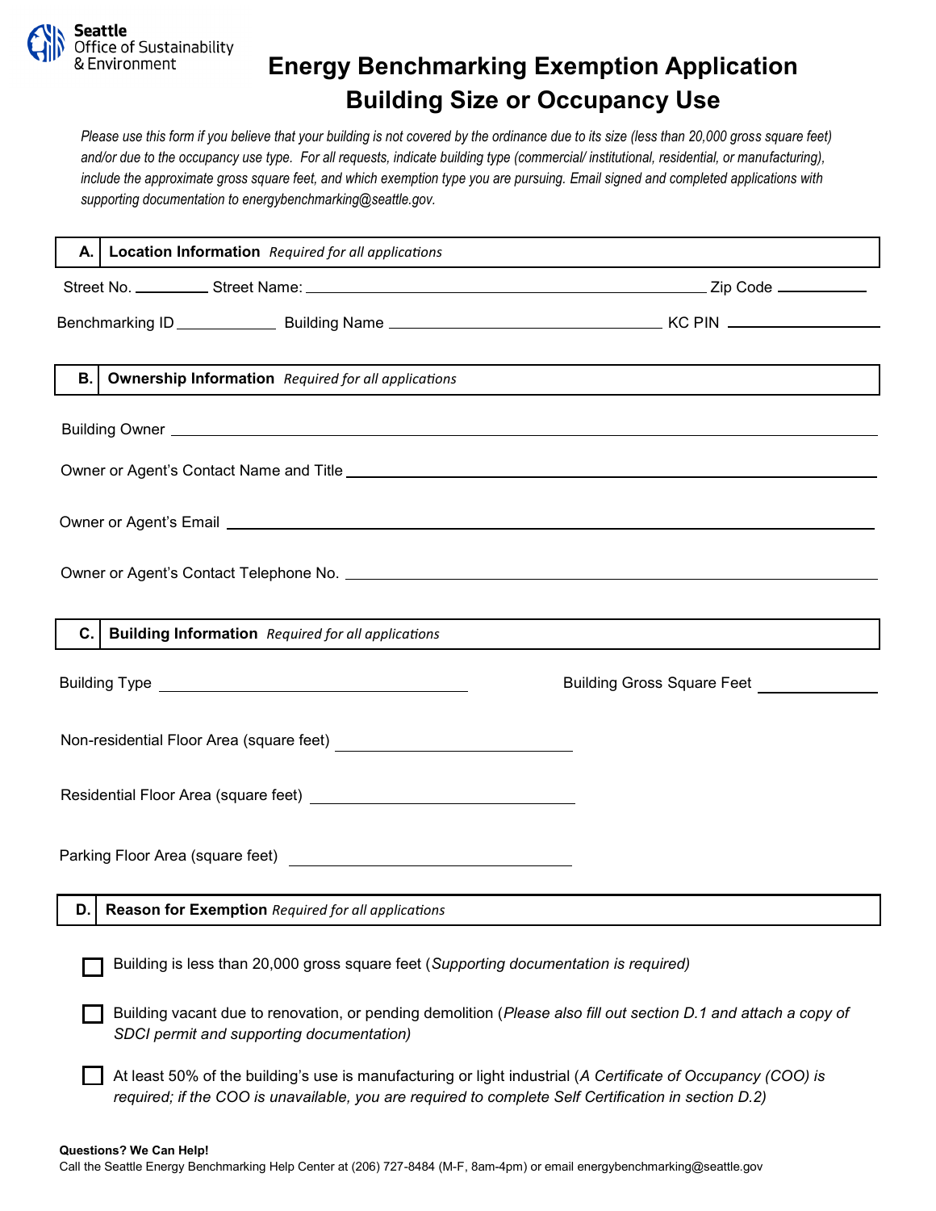Seattle Office of Sustainability & Environment

# Energy Benchmarking Exemption Application
## Building Size or Occupancy Use

*Please use this form if you believe that your building is not covered by the ordinance due to its size (less than 20,000 gross square feet) and/or due to the occupancy use type. For all requests, indicate building type (commercial/ institutional, residential, or manufacturing), include the approximate gross square feet, and which exemption type you are pursuing. Email signed and completed applications with supporting documentation to energybenchmarking@seattle.gov.*

### A. Location Information *Required for all applications*

Street No. ________ Street Name: ________________________________ Zip Code __________

Benchmarking ID __________ Building Name ______________________ KC PIN ______________

### B. Ownership Information *Required for all applications*

Building Owner ________________________________________________

Owner or Agent's Contact Name and Title ________________________________________________

Owner or Agent's Email ________________________________________________

Owner or Agent's Contact Telephone No. ________________________________________________

### C. Building Information *Required for all applications*

Building Type ______________________________ Building Gross Square Feet ______________

Non-residential Floor Area (square feet) ______________________________

Residential Floor Area (square feet) ______________________________

Parking Floor Area (square feet) ______________________________

### D. Reason for Exemption *Required for all applications*

☐ Building is less than 20,000 gross square feet (*Supporting documentation is required)*

☐ Building vacant due to renovation, or pending demolition (*Please also fill out section D.1 and attach a copy of SDCI permit and supporting documentation)*

☐ At least 50% of the building's use is manufacturing or light industrial (*A Certificate of Occupancy (COO) is required; if the COO is unavailable, you are required to complete Self Certification in section D.2)*

**Questions? We Can Help!**
Call the Seattle Energy Benchmarking Help Center at (206) 727-8484 (M-F, 8am-4pm) or email energybenchmarking@seattle.gov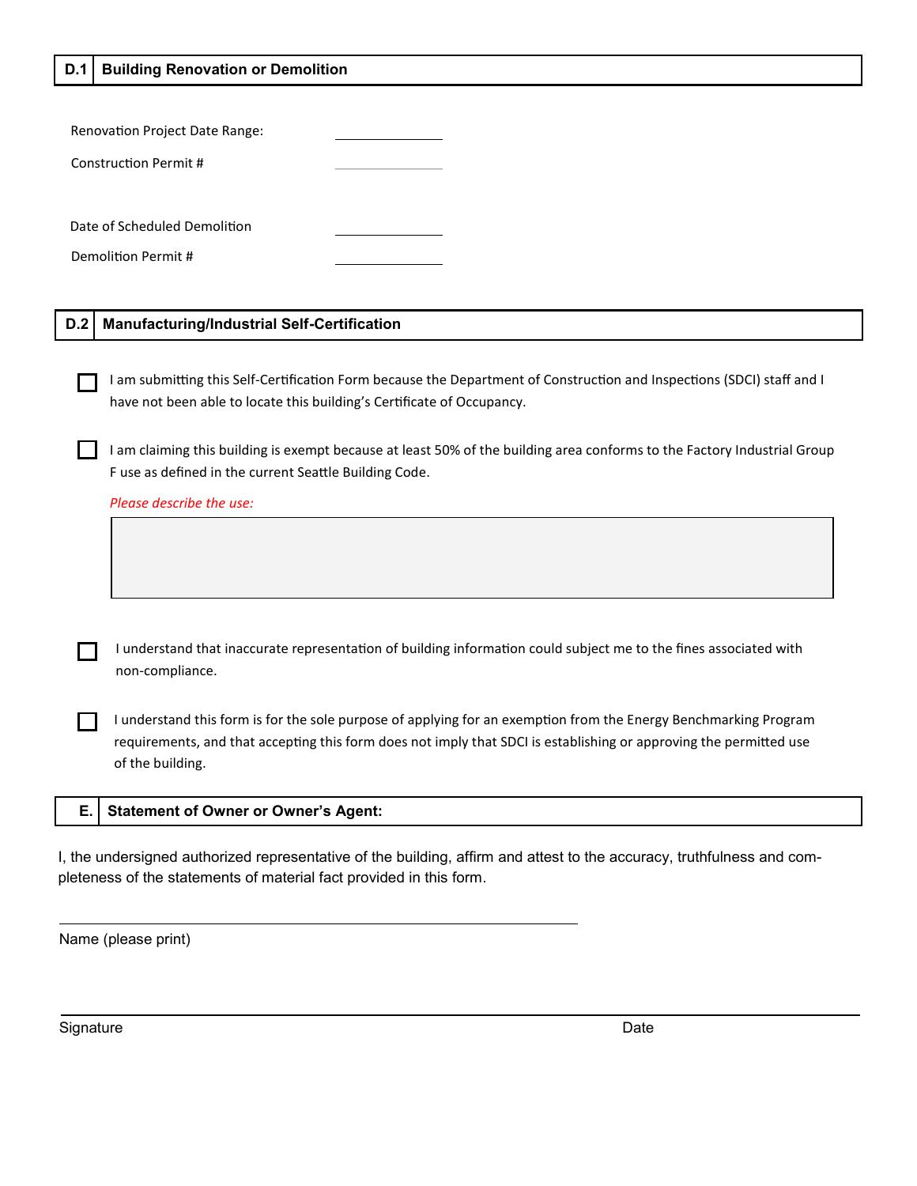## D.1 Building Renovation or Demolition

Renovation Project Date Range: \_\_\_\_\_\_\_\_\_\_

Construction Permit # \_\_\_\_\_\_\_\_\_\_

Date of Scheduled Demolition \_\_\_\_\_\_\_\_\_\_

Demolition Permit # \_\_\_\_\_\_\_\_\_\_

## D.2 Manufacturing/Industrial Self-Certification

☐ I am submitting this Self-Certification Form because the Department of Construction and Inspections (SDCI) staff and I have not been able to locate this building's Certificate of Occupancy.

☐ I am claiming this building is exempt because at least 50% of the building area conforms to the Factory Industrial Group F use as defined in the current Seattle Building Code.

*Please describe the use:*

☐ I understand that inaccurate representation of building information could subject me to the fines associated with non-compliance.

☐ I understand this form is for the sole purpose of applying for an exemption from the Energy Benchmarking Program requirements, and that accepting this form does not imply that SDCI is establishing or approving the permitted use of the building.

## E. Statement of Owner or Owner's Agent:

I, the undersigned authorized representative of the building, affirm and attest to the accuracy, truthfulness and completeness of the statements of material fact provided in this form.

Name (please print)

Signature Date